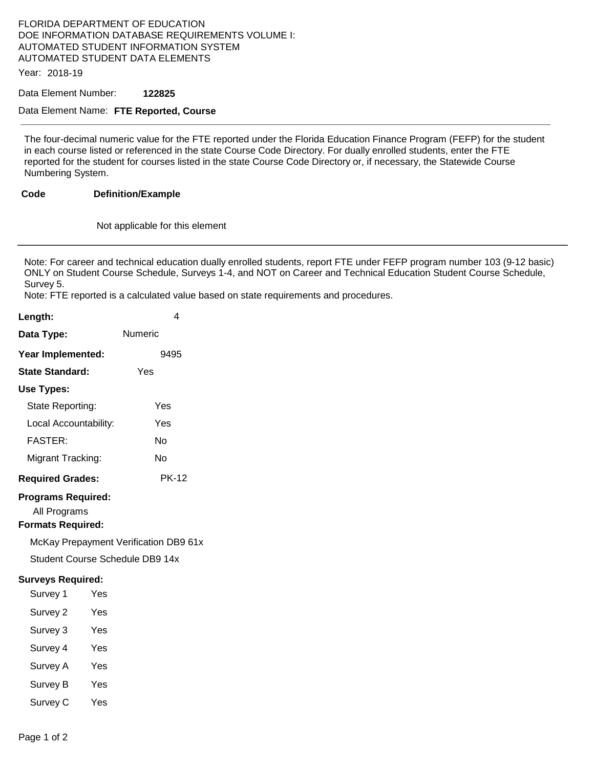FLORIDA DEPARTMENT OF EDUCATION
DOE INFORMATION DATABASE REQUIREMENTS VOLUME I:
AUTOMATED STUDENT INFORMATION SYSTEM
AUTOMATED STUDENT DATA ELEMENTS

Year: 2018-19

Data Element Number: **122825**

Data Element Name: **FTE Reported, Course**

---

The four-decimal numeric value for the FTE reported under the Florida Education Finance Program (FEFP) for the student in each course listed or referenced in the state Course Code Directory. For dually enrolled students, enter the FTE reported for the student for courses listed in the state Course Code Directory or, if necessary, the Statewide Course Numbering System.

| Code | Definition/Example |
|---|---|
| | Not applicable for this element |

---

Note: For career and technical education dually enrolled students, report FTE under FEFP program number 103 (9-12 basic) ONLY on Student Course Schedule, Surveys 1-4, and NOT on Career and Technical Education Student Course Schedule, Survey 5.
Note: FTE reported is a calculated value based on state requirements and procedures.

**Length:** 4

**Data Type:** Numeric

**Year Implemented:** 9495

**State Standard:** Yes

**Use Types:**

| | |
|---|---|
| State Reporting: | Yes |
| Local Accountability: | Yes |
| FASTER: | No |
| Migrant Tracking: | No |

**Required Grades:** PK-12

**Programs Required:**

All Programs

**Formats Required:**

McKay Prepayment Verification DB9 61x

Student Course Schedule DB9 14x

**Surveys Required:**

| | |
|---|---|
| Survey 1 | Yes |
| Survey 2 | Yes |
| Survey 3 | Yes |
| Survey 4 | Yes |
| Survey A | Yes |
| Survey B | Yes |
| Survey C | Yes |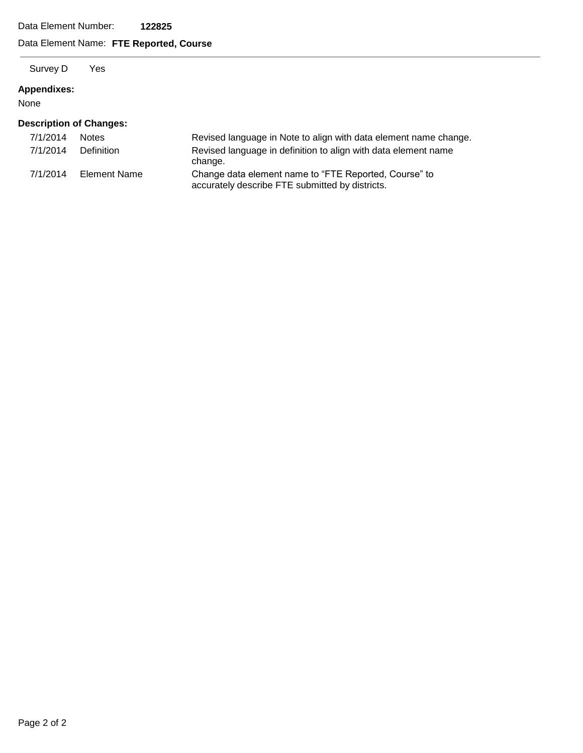Data Element Number: **122825**

Data Element Name: **FTE Reported, Course**

| | |
|---|---|
| Survey D | Yes |

**Appendixes:**

None

**Description of Changes:**

| | | |
|---|---|---|
| 7/1/2014 | Notes | Revised language in Note to align with data element name change. |
| 7/1/2014 | Definition | Revised language in definition to align with data element name change. |
| 7/1/2014 | Element Name | Change data element name to "FTE Reported, Course" to accurately describe FTE submitted by districts. |